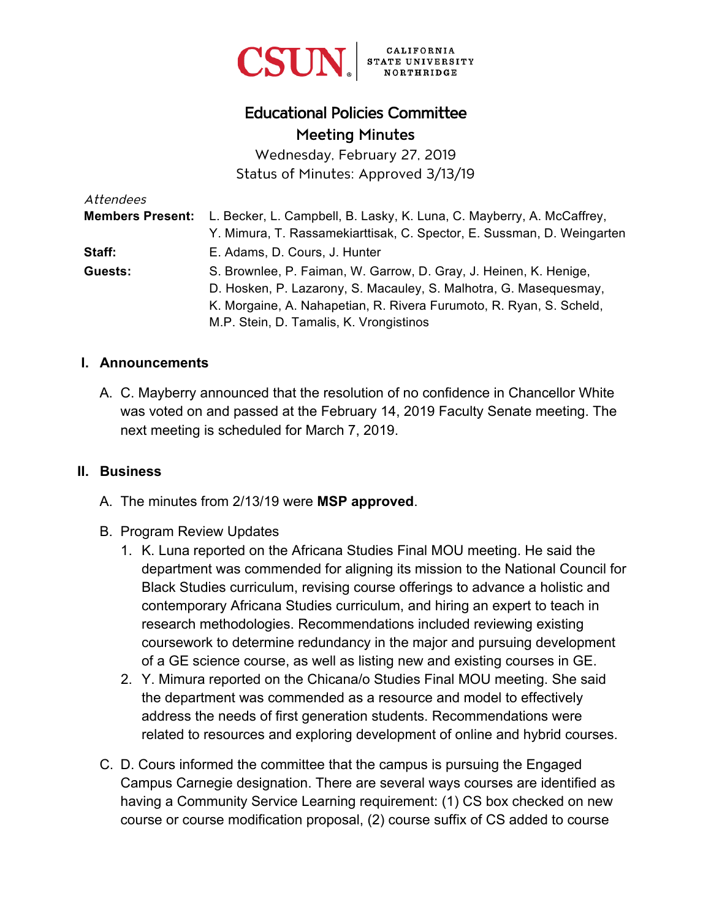CSUN | CALIFORNIA STATE UNIVERSITY NORTHRIDGE

# Educational Policies Committee

## Meeting Minutes

Wednesday, February 27, 2019

Status of Minutes: Approved 3/13/19

*Attendees*

**Members Present:** L. Becker, L. Campbell, B. Lasky, K. Luna, C. Mayberry, A. McCaffrey, Y. Mimura, T. Rassamekiarttisak, C. Spector, E. Sussman, D. Weingarten

**Staff:** E. Adams, D. Cours, J. Hunter

**Guests:** S. Brownlee, P. Faiman, W. Garrow, D. Gray, J. Heinen, K. Henige, D. Hosken, P. Lazarony, S. Macauley, S. Malhotra, G. Masequesmay, K. Morgaine, A. Nahapetian, R. Rivera Furumoto, R. Ryan, S. Scheld, M.P. Stein, D. Tamalis, K. Vrongistinos

## I. Announcements

A. C. Mayberry announced that the resolution of no confidence in Chancellor White was voted on and passed at the February 14, 2019 Faculty Senate meeting. The next meeting is scheduled for March 7, 2019.

## II. Business

A. The minutes from 2/13/19 were **MSP approved**.

B. Program Review Updates

1. K. Luna reported on the Africana Studies Final MOU meeting. He said the department was commended for aligning its mission to the National Council for Black Studies curriculum, revising course offerings to advance a holistic and contemporary Africana Studies curriculum, and hiring an expert to teach in research methodologies. Recommendations included reviewing existing coursework to determine redundancy in the major and pursuing development of a GE science course, as well as listing new and existing courses in GE.
2. Y. Mimura reported on the Chicana/o Studies Final MOU meeting. She said the department was commended as a resource and model to effectively address the needs of first generation students. Recommendations were related to resources and exploring development of online and hybrid courses.

C. D. Cours informed the committee that the campus is pursuing the Engaged Campus Carnegie designation. There are several ways courses are identified as having a Community Service Learning requirement: (1) CS box checked on new course or course modification proposal, (2) course suffix of CS added to course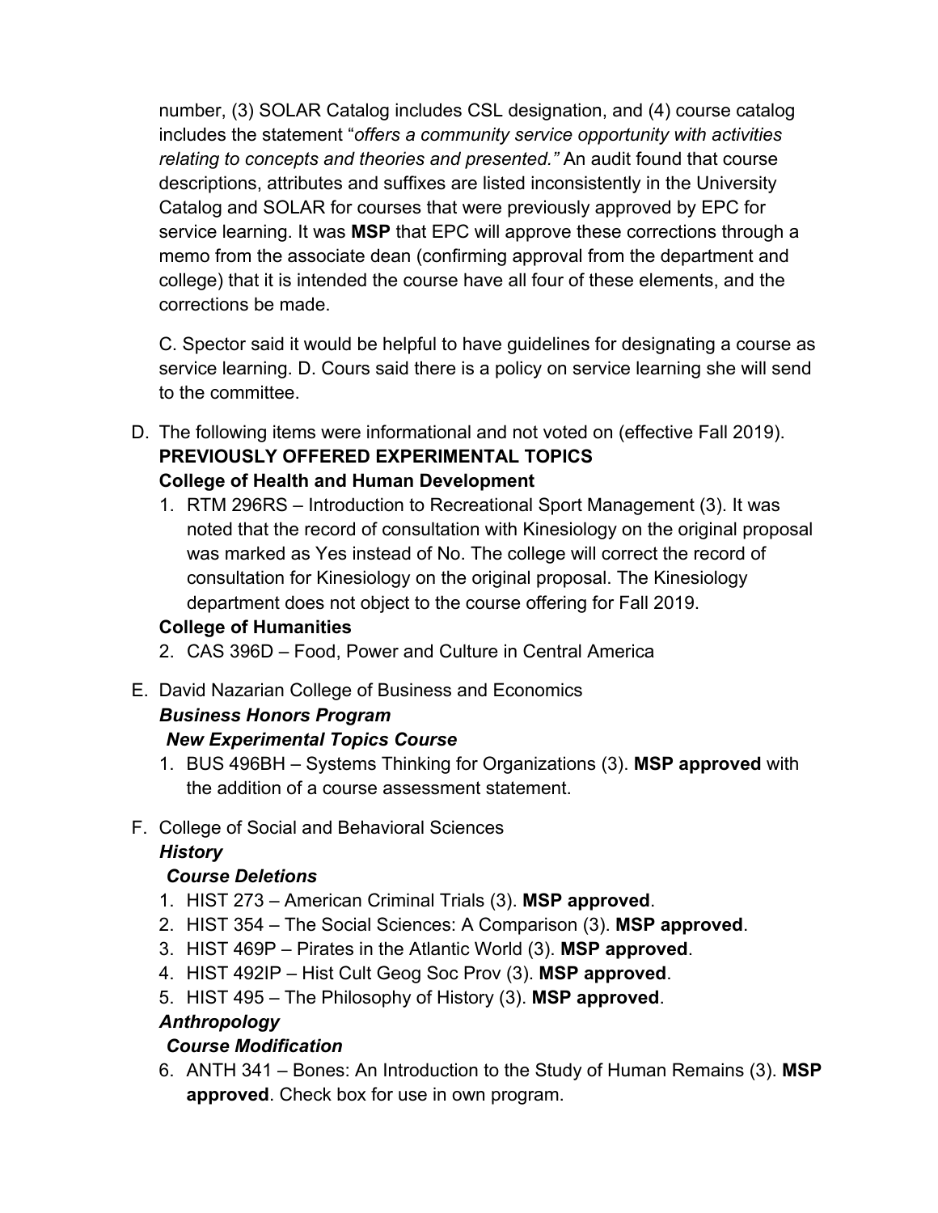number, (3) SOLAR Catalog includes CSL designation, and (4) course catalog includes the statement "*offers a community service opportunity with activities relating to concepts and theories and presented.*" An audit found that course descriptions, attributes and suffixes are listed inconsistently in the University Catalog and SOLAR for courses that were previously approved by EPC for service learning. It was **MSP** that EPC will approve these corrections through a memo from the associate dean (confirming approval from the department and college) that it is intended the course have all four of these elements, and the corrections be made.

C. Spector said it would be helpful to have guidelines for designating a course as service learning. D. Cours said there is a policy on service learning she will send to the committee.

D. The following items were informational and not voted on (effective Fall 2019).
   **PREVIOUSLY OFFERED EXPERIMENTAL TOPICS**
   **College of Health and Human Development**
   1. RTM 296RS – Introduction to Recreational Sport Management (3). It was noted that the record of consultation with Kinesiology on the original proposal was marked as Yes instead of No. The college will correct the record of consultation for Kinesiology on the original proposal. The Kinesiology department does not object to the course offering for Fall 2019.

   **College of Humanities**
   2. CAS 396D – Food, Power and Culture in Central America

E. David Nazarian College of Business and Economics
   ***Business Honors Program***
   ***New Experimental Topics Course***
   1. BUS 496BH – Systems Thinking for Organizations (3). **MSP approved** with the addition of a course assessment statement.

F. College of Social and Behavioral Sciences
   ***History***
   ***Course Deletions***
   1. HIST 273 – American Criminal Trials (3). **MSP approved**.
   2. HIST 354 – The Social Sciences: A Comparison (3). **MSP approved**.
   3. HIST 469P – Pirates in the Atlantic World (3). **MSP approved**.
   4. HIST 492IP – Hist Cult Geog Soc Prov (3). **MSP approved**.
   5. HIST 495 – The Philosophy of History (3). **MSP approved**.

   ***Anthropology***
   ***Course Modification***
   6. ANTH 341 – Bones: An Introduction to the Study of Human Remains (3). **MSP approved**. Check box for use in own program.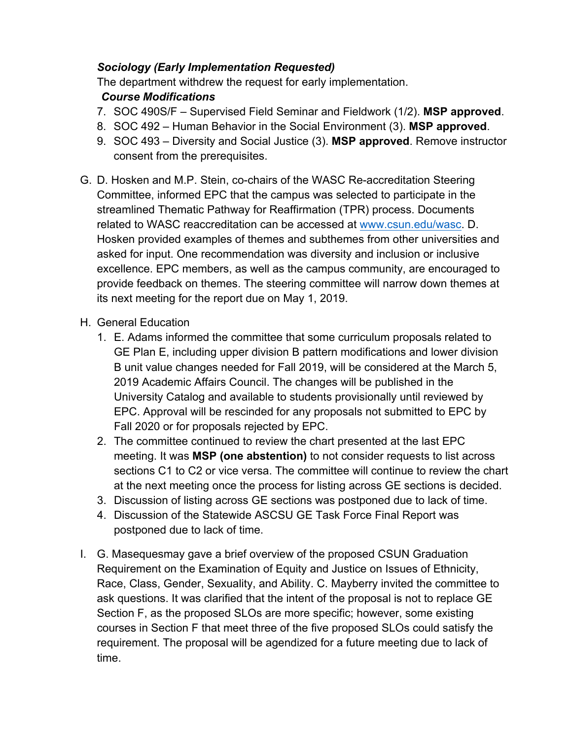*Sociology (Early Implementation Requested)*

The department withdrew the request for early implementation.

*Course Modifications*

7. SOC 490S/F – Supervised Field Seminar and Fieldwork (1/2). **MSP approved**.
8. SOC 492 – Human Behavior in the Social Environment (3). **MSP approved**.
9. SOC 493 – Diversity and Social Justice (3). **MSP approved**. Remove instructor consent from the prerequisites.

G. D. Hosken and M.P. Stein, co-chairs of the WASC Re-accreditation Steering Committee, informed EPC that the campus was selected to participate in the streamlined Thematic Pathway for Reaffirmation (TPR) process. Documents related to WASC reaccreditation can be accessed at www.csun.edu/wasc. D. Hosken provided examples of themes and subthemes from other universities and asked for input. One recommendation was diversity and inclusion or inclusive excellence. EPC members, as well as the campus community, are encouraged to provide feedback on themes. The steering committee will narrow down themes at its next meeting for the report due on May 1, 2019.

H. General Education

1. E. Adams informed the committee that some curriculum proposals related to GE Plan E, including upper division B pattern modifications and lower division B unit value changes needed for Fall 2019, will be considered at the March 5, 2019 Academic Affairs Council. The changes will be published in the University Catalog and available to students provisionally until reviewed by EPC. Approval will be rescinded for any proposals not submitted to EPC by Fall 2020 or for proposals rejected by EPC.
2. The committee continued to review the chart presented at the last EPC meeting. It was **MSP (one abstention)** to not consider requests to list across sections C1 to C2 or vice versa. The committee will continue to review the chart at the next meeting once the process for listing across GE sections is decided.
3. Discussion of listing across GE sections was postponed due to lack of time.
4. Discussion of the Statewide ASCSU GE Task Force Final Report was postponed due to lack of time.

I. G. Masequesmay gave a brief overview of the proposed CSUN Graduation Requirement on the Examination of Equity and Justice on Issues of Ethnicity, Race, Class, Gender, Sexuality, and Ability. C. Mayberry invited the committee to ask questions. It was clarified that the intent of the proposal is not to replace GE Section F, as the proposed SLOs are more specific; however, some existing courses in Section F that meet three of the five proposed SLOs could satisfy the requirement. The proposal will be agendized for a future meeting due to lack of time.